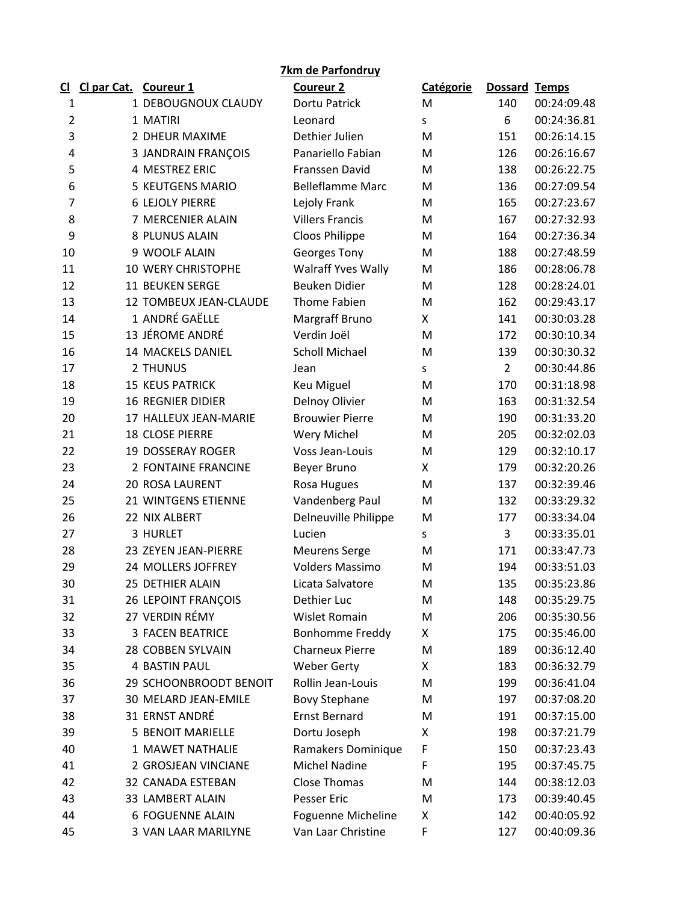# 7km de Parfondruy

| Cl | Cl par Cat. | Coureur 1 | Coureur 2 | Catégorie | Dossard | Temps |
|---|---|---|---|---|---|---|
| 1 | 1 | DEBOUGNOUX CLAUDY | Dortu Patrick | M | 140 | 00:24:09.48 |
| 2 | 1 | MATIRI | Leonard | s | 6 | 00:24:36.81 |
| 3 | 2 | DHEUR MAXIME | Dethier Julien | M | 151 | 00:26:14.15 |
| 4 | 3 | JANDRAIN FRANÇOIS | Panariello Fabian | M | 126 | 00:26:16.67 |
| 5 | 4 | MESTREZ ERIC | Franssen David | M | 138 | 00:26:22.75 |
| 6 | 5 | KEUTGENS MARIO | Belleflamme Marc | M | 136 | 00:27:09.54 |
| 7 | 6 | LEJOLY PIERRE | Lejoly Frank | M | 165 | 00:27:23.67 |
| 8 | 7 | MERCENIER ALAIN | Villers Francis | M | 167 | 00:27:32.93 |
| 9 | 8 | PLUNUS ALAIN | Cloos Philippe | M | 164 | 00:27:36.34 |
| 10 | 9 | WOOLF ALAIN | Georges Tony | M | 188 | 00:27:48.59 |
| 11 | 10 | WERY CHRISTOPHE | Walraff Yves Wally | M | 186 | 00:28:06.78 |
| 12 | 11 | BEUKEN SERGE | Beuken Didier | M | 128 | 00:28:24.01 |
| 13 | 12 | TOMBEUX JEAN-CLAUDE | Thome Fabien | M | 162 | 00:29:43.17 |
| 14 | 1 | ANDRÉ GAËLLE | Margraff Bruno | X | 141 | 00:30:03.28 |
| 15 | 13 | JÉROME ANDRÉ | Verdin Joël | M | 172 | 00:30:10.34 |
| 16 | 14 | MACKELS DANIEL | Scholl Michael | M | 139 | 00:30:30.32 |
| 17 | 2 | THUNUS | Jean | s | 2 | 00:30:44.86 |
| 18 | 15 | KEUS PATRICK | Keu Miguel | M | 170 | 00:31:18.98 |
| 19 | 16 | REGNIER DIDIER | Delnoy Olivier | M | 163 | 00:31:32.54 |
| 20 | 17 | HALLEUX JEAN-MARIE | Brouwier Pierre | M | 190 | 00:31:33.20 |
| 21 | 18 | CLOSE PIERRE | Wery Michel | M | 205 | 00:32:02.03 |
| 22 | 19 | DOSSERAY ROGER | Voss Jean-Louis | M | 129 | 00:32:10.17 |
| 23 | 2 | FONTAINE FRANCINE | Beyer Bruno | X | 179 | 00:32:20.26 |
| 24 | 20 | ROSA LAURENT | Rosa Hugues | M | 137 | 00:32:39.46 |
| 25 | 21 | WINTGENS ETIENNE | Vandenberg Paul | M | 132 | 00:33:29.32 |
| 26 | 22 | NIX ALBERT | Delneuville Philippe | M | 177 | 00:33:34.04 |
| 27 | 3 | HURLET | Lucien | s | 3 | 00:33:35.01 |
| 28 | 23 | ZEYEN JEAN-PIERRE | Meurens Serge | M | 171 | 00:33:47.73 |
| 29 | 24 | MOLLERS JOFFREY | Volders Massimo | M | 194 | 00:33:51.03 |
| 30 | 25 | DETHIER ALAIN | Licata Salvatore | M | 135 | 00:35:23.86 |
| 31 | 26 | LEPOINT FRANÇOIS | Dethier Luc | M | 148 | 00:35:29.75 |
| 32 | 27 | VERDIN RÉMY | Wislet Romain | M | 206 | 00:35:30.56 |
| 33 | 3 | FACEN BEATRICE | Bonhomme Freddy | X | 175 | 00:35:46.00 |
| 34 | 28 | COBBEN SYLVAIN | Charneux Pierre | M | 189 | 00:36:12.40 |
| 35 | 4 | BASTIN PAUL | Weber Gerty | X | 183 | 00:36:32.79 |
| 36 | 29 | SCHOONBROODT BENOIT | Rollin Jean-Louis | M | 199 | 00:36:41.04 |
| 37 | 30 | MELARD JEAN-EMILE | Bovy Stephane | M | 197 | 00:37:08.20 |
| 38 | 31 | ERNST ANDRÉ | Ernst Bernard | M | 191 | 00:37:15.00 |
| 39 | 5 | BENOIT MARIELLE | Dortu Joseph | X | 198 | 00:37:21.79 |
| 40 | 1 | MAWET NATHALIE | Ramakers Dominique | F | 150 | 00:37:23.43 |
| 41 | 2 | GROSJEAN VINCIANE | Michel Nadine | F | 195 | 00:37:45.75 |
| 42 | 32 | CANADA ESTEBAN | Close Thomas | M | 144 | 00:38:12.03 |
| 43 | 33 | LAMBERT ALAIN | Pesser Eric | M | 173 | 00:39:40.45 |
| 44 | 6 | FOGUENNE ALAIN | Foguenne Micheline | X | 142 | 00:40:05.92 |
| 45 | 3 | VAN LAAR MARILYNE | Van Laar Christine | F | 127 | 00:40:09.36 |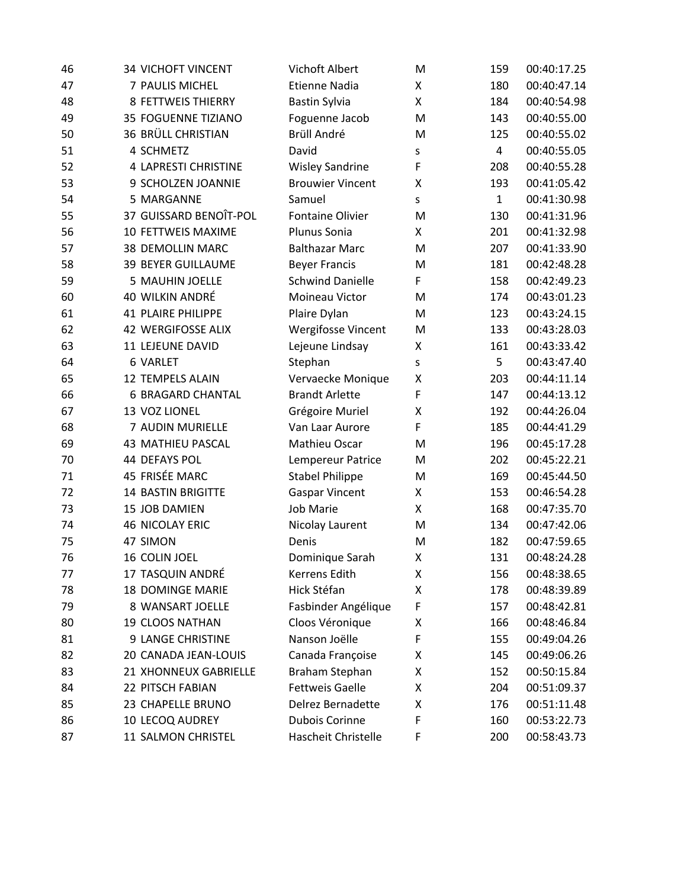| | | | | | | |
|---|---|---|---|---|---|---|
| 46 | 34 | VICHOFT VINCENT | Vichoft Albert | M | 159 | 00:40:17.25 |
| 47 | 7 | PAULIS MICHEL | Etienne Nadia | X | 180 | 00:40:47.14 |
| 48 | 8 | FETTWEIS THIERRY | Bastin Sylvia | X | 184 | 00:40:54.98 |
| 49 | 35 | FOGUENNE TIZIANO | Foguenne Jacob | M | 143 | 00:40:55.00 |
| 50 | 36 | BRÜLL CHRISTIAN | Brüll André | M | 125 | 00:40:55.02 |
| 51 | 4 | SCHMETZ | David | s | 4 | 00:40:55.05 |
| 52 | 4 | LAPRESTI CHRISTINE | Wisley Sandrine | F | 208 | 00:40:55.28 |
| 53 | 9 | SCHOLZEN JOANNIE | Brouwier Vincent | X | 193 | 00:41:05.42 |
| 54 | 5 | MARGANNE | Samuel | s | 1 | 00:41:30.98 |
| 55 | 37 | GUISSARD BENOÎT-POL | Fontaine Olivier | M | 130 | 00:41:31.96 |
| 56 | 10 | FETTWEIS MAXIME | Plunus Sonia | X | 201 | 00:41:32.98 |
| 57 | 38 | DEMOLLIN MARC | Balthazar Marc | M | 207 | 00:41:33.90 |
| 58 | 39 | BEYER GUILLAUME | Beyer Francis | M | 181 | 00:42:48.28 |
| 59 | 5 | MAUHIN JOELLE | Schwind Danielle | F | 158 | 00:42:49.23 |
| 60 | 40 | WILKIN ANDRÉ | Moineau Victor | M | 174 | 00:43:01.23 |
| 61 | 41 | PLAIRE PHILIPPE | Plaire Dylan | M | 123 | 00:43:24.15 |
| 62 | 42 | WERGIFOSSE ALIX | Wergifosse Vincent | M | 133 | 00:43:28.03 |
| 63 | 11 | LEJEUNE DAVID | Lejeune Lindsay | X | 161 | 00:43:33.42 |
| 64 | 6 | VARLET | Stephan | s | 5 | 00:43:47.40 |
| 65 | 12 | TEMPELS ALAIN | Vervaecke Monique | X | 203 | 00:44:11.14 |
| 66 | 6 | BRAGARD CHANTAL | Brandt Arlette | F | 147 | 00:44:13.12 |
| 67 | 13 | VOZ LIONEL | Grégoire Muriel | X | 192 | 00:44:26.04 |
| 68 | 7 | AUDIN MURIELLE | Van Laar Aurore | F | 185 | 00:44:41.29 |
| 69 | 43 | MATHIEU PASCAL | Mathieu Oscar | M | 196 | 00:45:17.28 |
| 70 | 44 | DEFAYS POL | Lempereur Patrice | M | 202 | 00:45:22.21 |
| 71 | 45 | FRISÉE MARC | Stabel Philippe | M | 169 | 00:45:44.50 |
| 72 | 14 | BASTIN BRIGITTE | Gaspar Vincent | X | 153 | 00:46:54.28 |
| 73 | 15 | JOB DAMIEN | Job Marie | X | 168 | 00:47:35.70 |
| 74 | 46 | NICOLAY ERIC | Nicolay Laurent | M | 134 | 00:47:42.06 |
| 75 | 47 | SIMON | Denis | M | 182 | 00:47:59.65 |
| 76 | 16 | COLIN JOEL | Dominique Sarah | X | 131 | 00:48:24.28 |
| 77 | 17 | TASQUIN ANDRÉ | Kerrens Edith | X | 156 | 00:48:38.65 |
| 78 | 18 | DOMINGE MARIE | Hick Stéfan | X | 178 | 00:48:39.89 |
| 79 | 8 | WANSART JOELLE | Fasbinder Angélique | F | 157 | 00:48:42.81 |
| 80 | 19 | CLOOS NATHAN | Cloos Véronique | X | 166 | 00:48:46.84 |
| 81 | 9 | LANGE CHRISTINE | Nanson Joëlle | F | 155 | 00:49:04.26 |
| 82 | 20 | CANADA JEAN-LOUIS | Canada Françoise | X | 145 | 00:49:06.26 |
| 83 | 21 | XHONNEUX GABRIELLE | Braham Stephan | X | 152 | 00:50:15.84 |
| 84 | 22 | PITSCH FABIAN | Fettweis Gaelle | X | 204 | 00:51:09.37 |
| 85 | 23 | CHAPELLE BRUNO | Delrez Bernadette | X | 176 | 00:51:11.48 |
| 86 | 10 | LECOQ AUDREY | Dubois Corinne | F | 160 | 00:53:22.73 |
| 87 | 11 | SALMON CHRISTEL | Hascheit Christelle | F | 200 | 00:58:43.73 |